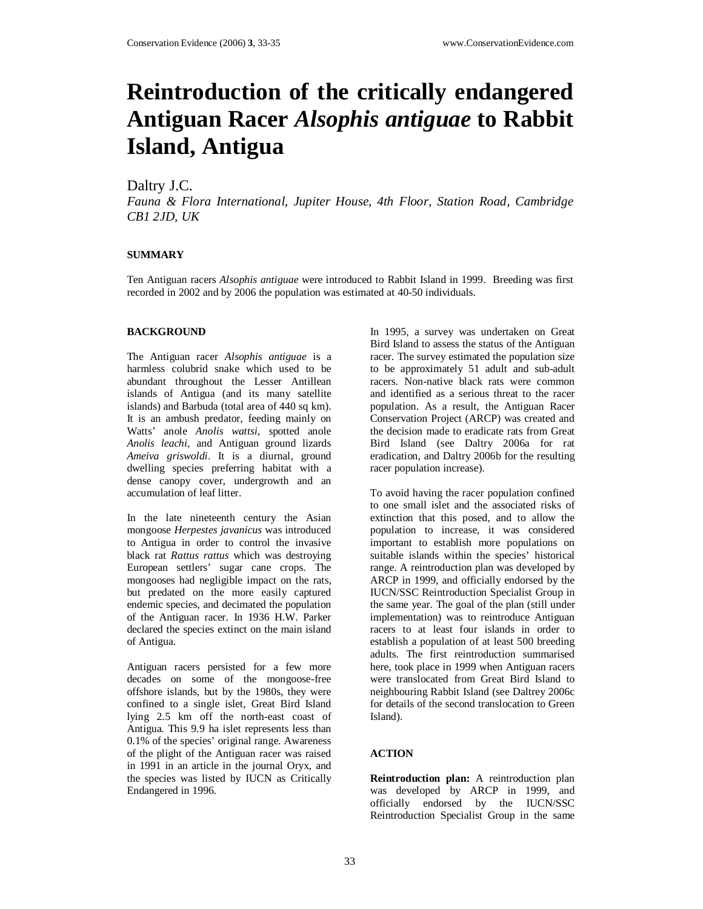# Reintroduction of the critically endangered Antiguan Racer *Alsophis antiguae* to Rabbit Island, Antigua

Daltry J.C.

*Fauna & Flora International, Jupiter House, 4th Floor, Station Road, Cambridge CB1 2JD, UK*

## SUMMARY

Ten Antiguan racers *Alsophis antiguae* were introduced to Rabbit Island in 1999. Breeding was first recorded in 2002 and by 2006 the population was estimated at 40-50 individuals.

## BACKGROUND

The Antiguan racer *Alsophis antiguae* is a harmless colubrid snake which used to be abundant throughout the Lesser Antillean islands of Antigua (and its many satellite islands) and Barbuda (total area of 440 sq km). It is an ambush predator, feeding mainly on Watts' anole *Anolis wattsi*, spotted anole *Anolis leachi*, and Antiguan ground lizards *Ameiva griswoldi*. It is a diurnal, ground dwelling species preferring habitat with a dense canopy cover, undergrowth and an accumulation of leaf litter.

In the late nineteenth century the Asian mongoose *Herpestes javanicus* was introduced to Antigua in order to control the invasive black rat *Rattus rattus* which was destroying European settlers' sugar cane crops. The mongooses had negligible impact on the rats, but predated on the more easily captured endemic species, and decimated the population of the Antiguan racer. In 1936 H.W. Parker declared the species extinct on the main island of Antigua.

Antiguan racers persisted for a few more decades on some of the mongoose-free offshore islands, but by the 1980s, they were confined to a single islet, Great Bird Island lying 2.5 km off the north-east coast of Antigua. This 9.9 ha islet represents less than 0.1% of the species' original range. Awareness of the plight of the Antiguan racer was raised in 1991 in an article in the journal Oryx, and the species was listed by IUCN as Critically Endangered in 1996.

In 1995, a survey was undertaken on Great Bird Island to assess the status of the Antiguan racer. The survey estimated the population size to be approximately 51 adult and sub-adult racers. Non-native black rats were common and identified as a serious threat to the racer population. As a result, the Antiguan Racer Conservation Project (ARCP) was created and the decision made to eradicate rats from Great Bird Island (see Daltry 2006a for rat eradication, and Daltry 2006b for the resulting racer population increase).

To avoid having the racer population confined to one small islet and the associated risks of extinction that this posed, and to allow the population to increase, it was considered important to establish more populations on suitable islands within the species' historical range. A reintroduction plan was developed by ARCP in 1999, and officially endorsed by the IUCN/SSC Reintroduction Specialist Group in the same year. The goal of the plan (still under implementation) was to reintroduce Antiguan racers to at least four islands in order to establish a population of at least 500 breeding adults. The first reintroduction summarised here, took place in 1999 when Antiguan racers were translocated from Great Bird Island to neighbouring Rabbit Island (see Daltrey 2006c for details of the second translocation to Green Island).

## ACTION

**Reintroduction plan:** A reintroduction plan was developed by ARCP in 1999, and officially endorsed by the IUCN/SSC Reintroduction Specialist Group in the same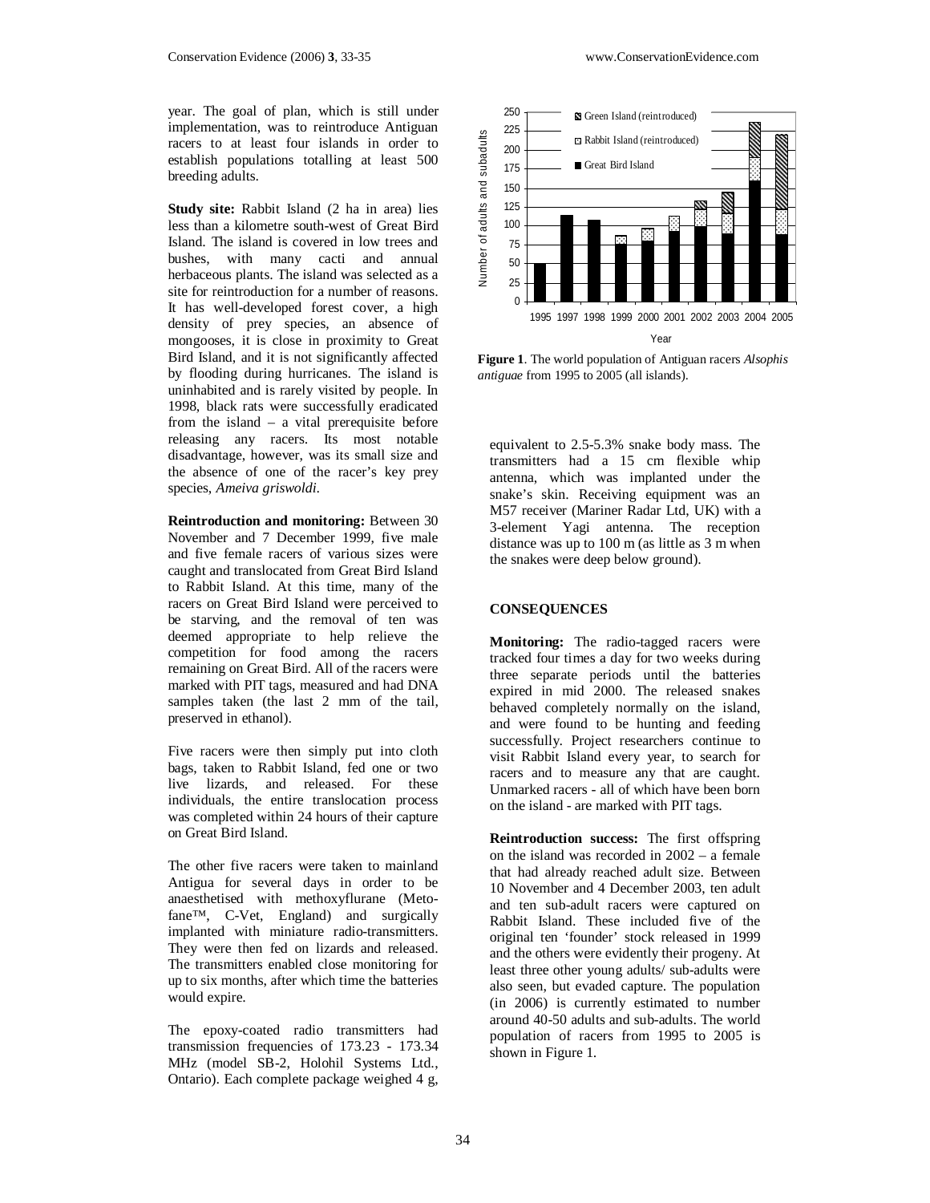year. The goal of plan, which is still under implementation, was to reintroduce Antiguan racers to at least four islands in order to establish populations totalling at least 500 breeding adults.

**Study site:** Rabbit Island (2 ha in area) lies less than a kilometre south-west of Great Bird Island. The island is covered in low trees and bushes, with many cacti and annual herbaceous plants. The island was selected as a site for reintroduction for a number of reasons. It has well-developed forest cover, a high density of prey species, an absence of mongooses, it is close in proximity to Great Bird Island, and it is not significantly affected by flooding during hurricanes. The island is uninhabited and is rarely visited by people. In 1998, black rats were successfully eradicated from the island – a vital prerequisite before releasing any racers. Its most notable disadvantage, however, was its small size and the absence of one of the racer's key prey species, *Ameiva griswoldi.*

**Reintroduction and monitoring:** Between 30 November and 7 December 1999, five male and five female racers of various sizes were caught and translocated from Great Bird Island to Rabbit Island. At this time, many of the racers on Great Bird Island were perceived to be starving, and the removal of ten was deemed appropriate to help relieve the competition for food among the racers remaining on Great Bird. All of the racers were marked with PIT tags, measured and had DNA samples taken (the last 2 mm of the tail, preserved in ethanol).

Five racers were then simply put into cloth bags, taken to Rabbit Island, fed one or two live lizards, and released. For these individuals, the entire translocation process was completed within 24 hours of their capture on Great Bird Island.

The other five racers were taken to mainland Antigua for several days in order to be anaesthetised with methoxyflurane (Meto-fane™, C-Vet, England) and surgically implanted with miniature radio-transmitters. They were then fed on lizards and released. The transmitters enabled close monitoring for up to six months, after which time the batteries would expire.

The epoxy-coated radio transmitters had transmission frequencies of 173.23 - 173.34 MHz (model SB-2, Holohil Systems Ltd., Ontario). Each complete package weighed 4 g, equivalent to 2.5-5.3% snake body mass. The transmitters had a 15 cm flexible whip antenna, which was implanted under the snake's skin. Receiving equipment was an M57 receiver (Mariner Radar Ltd, UK) with a 3-element Yagi antenna. The reception distance was up to 100 m (as little as 3 m when the snakes were deep below ground).

**Figure 1**. The world population of Antiguan racers *Alsophis antiguae* from 1995 to 2005 (all islands).

## CONSEQUENCES

**Monitoring:** The radio-tagged racers were tracked four times a day for two weeks during three separate periods until the batteries expired in mid 2000. The released snakes behaved completely normally on the island, and were found to be hunting and feeding successfully. Project researchers continue to visit Rabbit Island every year, to search for racers and to measure any that are caught. Unmarked racers - all of which have been born on the island - are marked with PIT tags.

**Reintroduction success:** The first offspring on the island was recorded in 2002 – a female that had already reached adult size. Between 10 November and 4 December 2003, ten adult and ten sub-adult racers were captured on Rabbit Island. These included five of the original ten 'founder' stock released in 1999 and the others were evidently their progeny. At least three other young adults/ sub-adults were also seen, but evaded capture. The population (in 2006) is currently estimated to number around 40-50 adults and sub-adults. The world population of racers from 1995 to 2005 is shown in Figure 1.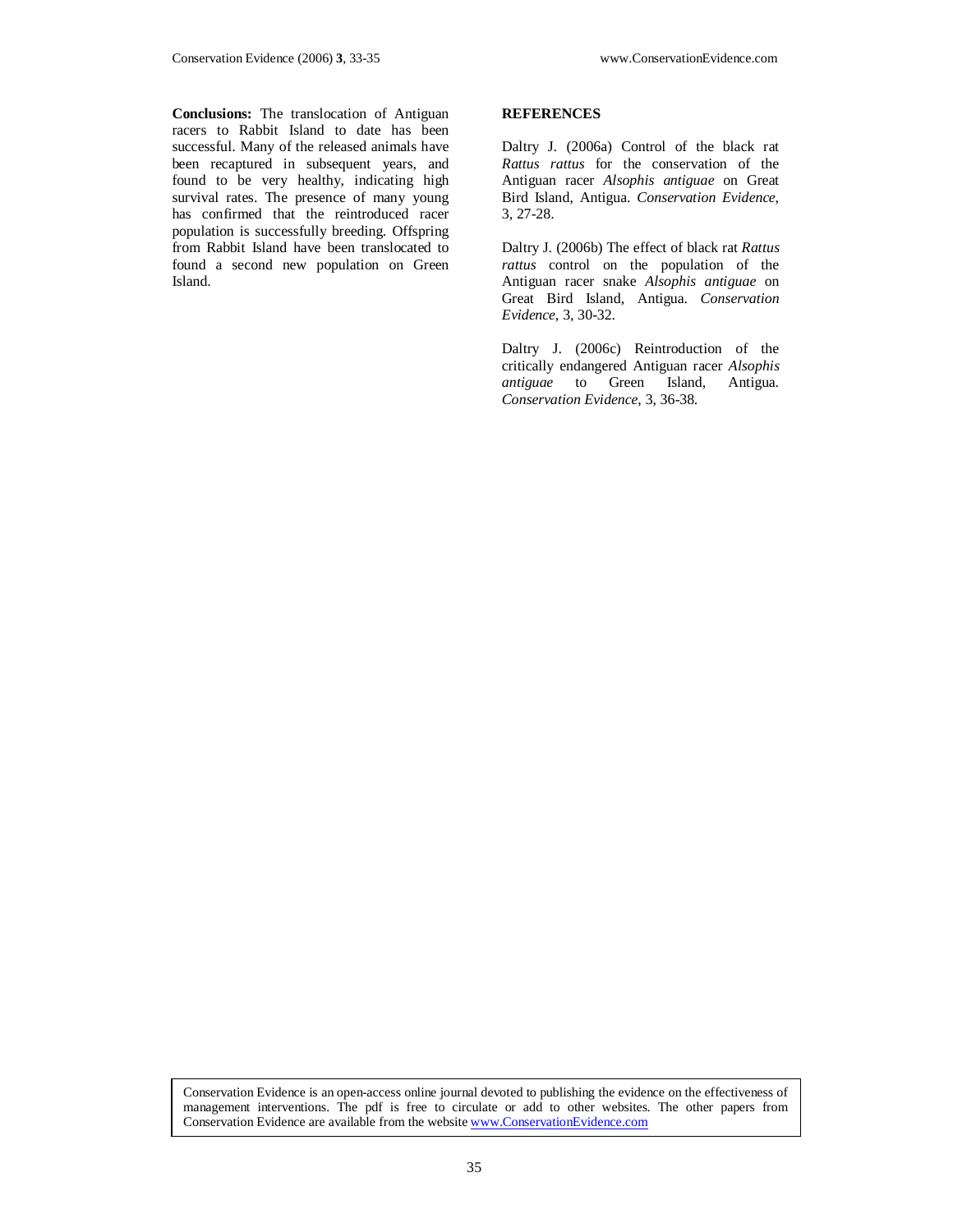**Conclusions:** The translocation of Antiguan racers to Rabbit Island to date has been successful. Many of the released animals have been recaptured in subsequent years, and found to be very healthy, indicating high survival rates. The presence of many young has confirmed that the reintroduced racer population is successfully breeding. Offspring from Rabbit Island have been translocated to found a second new population on Green Island.

**REFERENCES**

Daltry J. (2006a) Control of the black rat *Rattus rattus* for the conservation of the Antiguan racer *Alsophis antiguae* on Great Bird Island, Antigua. *Conservation Evidence*, 3, 27-28.

Daltry J. (2006b) The effect of black rat *Rattus rattus* control on the population of the Antiguan racer snake *Alsophis antiguae* on Great Bird Island, Antigua. *Conservation Evidence*, 3, 30-32.

Daltry J. (2006c) Reintroduction of the critically endangered Antiguan racer *Alsophis antiguae* to Green Island, Antigua. *Conservation Evidence*, 3, 36-38.

Conservation Evidence is an open-access online journal devoted to publishing the evidence on the effectiveness of management interventions. The pdf is free to circulate or add to other websites. The other papers from Conservation Evidence are available from the website www.ConservationEvidence.com